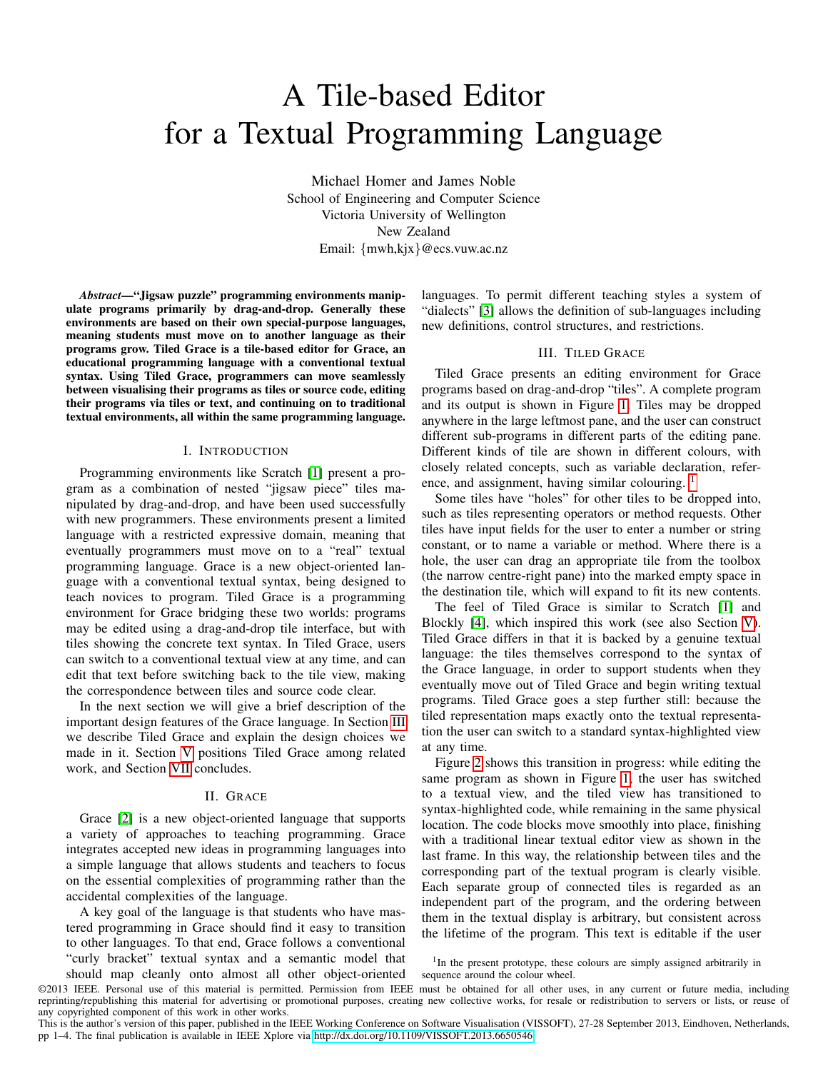# A Tile-based Editor for a Textual Programming Language

Michael Homer and James Noble
School of Engineering and Computer Science
Victoria University of Wellington
New Zealand
Email: {mwh,kjx}@ecs.vuw.ac.nz

***Abstract*—"Jigsaw puzzle" programming environments manipulate programs primarily by drag-and-drop. Generally these environments are based on their own special-purpose languages, meaning students must move on to another language as their programs grow. Tiled Grace is a tile-based editor for Grace, an educational programming language with a conventional textual syntax. Using Tiled Grace, programmers can move seamlessly between visualising their programs as tiles or source code, editing their programs via tiles or text, and continuing on to traditional textual environments, all within the same programming language.**

## I. Introduction

Programming environments like Scratch [1] present a program as a combination of nested "jigsaw piece" tiles manipulated by drag-and-drop, and have been used successfully with new programmers. These environments present a limited language with a restricted expressive domain, meaning that eventually programmers must move on to a "real" textual programming language. Grace is a new object-oriented language with a conventional textual syntax, being designed to teach novices to program. Tiled Grace is a programming environment for Grace bridging these two worlds: programs may be edited using a drag-and-drop tile interface, but with tiles showing the concrete text syntax. In Tiled Grace, users can switch to a conventional textual view at any time, and can edit that text before switching back to the tile view, making the correspondence between tiles and source code clear.

In the next section we will give a brief description of the important design features of the Grace language. In Section III we describe Tiled Grace and explain the design choices we made in it. Section V positions Tiled Grace among related work, and Section VII concludes.

## II. Grace

Grace [2] is a new object-oriented language that supports a variety of approaches to teaching programming. Grace integrates accepted new ideas in programming languages into a simple language that allows students and teachers to focus on the essential complexities of programming rather than the accidental complexities of the language.

A key goal of the language is that students who have mastered programming in Grace should find it easy to transition to other languages. To that end, Grace follows a conventional "curly bracket" textual syntax and a semantic model that should map cleanly onto almost all other object-oriented languages. To permit different teaching styles a system of "dialects" [3] allows the definition of sub-languages including new definitions, control structures, and restrictions.

## III. Tiled Grace

Tiled Grace presents an editing environment for Grace programs based on drag-and-drop "tiles". A complete program and its output is shown in Figure 1. Tiles may be dropped anywhere in the large leftmost pane, and the user can construct different sub-programs in different parts of the editing pane. Different kinds of tile are shown in different colours, with closely related concepts, such as variable declaration, reference, and assignment, having similar colouring. [1]

Some tiles have "holes" for other tiles to be dropped into, such as tiles representing operators or method requests. Other tiles have input fields for the user to enter a number or string constant, or to name a variable or method. Where there is a hole, the user can drag an appropriate tile from the toolbox (the narrow centre-right pane) into the marked empty space in the destination tile, which will expand to fit its new contents.

The feel of Tiled Grace is similar to Scratch [1] and Blockly [4], which inspired this work (see also Section V). Tiled Grace differs in that it is backed by a genuine textual language: the tiles themselves correspond to the syntax of the Grace language, in order to support students when they eventually move out of Tiled Grace and begin writing textual programs. Tiled Grace goes a step further still: because the tiled representation maps exactly onto the textual representation the user can switch to a standard syntax-highlighted view at any time.

Figure 2 shows this transition in progress: while editing the same program as shown in Figure 1, the user has switched to a textual view, and the tiled view has transitioned to syntax-highlighted code, while remaining in the same physical location. The code blocks move smoothly into place, finishing with a traditional linear textual editor view as shown in the last frame. In this way, the relationship between tiles and the corresponding part of the textual program is clearly visible. Each separate group of connected tiles is regarded as an independent part of the program, and the ordering between them in the textual display is arbitrary, but consistent across the lifetime of the program. This text is editable if the user

[1] In the present prototype, these colours are simply assigned arbitrarily in sequence around the colour wheel.

©2013 IEEE. Personal use of this material is permitted. Permission from IEEE must be obtained for all other uses, in any current or future media, including reprinting/republishing this material for advertising or promotional purposes, creating new collective works, for resale or redistribution to servers or lists, or reuse of any copyrighted component of this work in other works.
This is the author's version of this paper, published in the IEEE Working Conference on Software Visualisation (VISSOFT), 27-28 September 2013, Eindhoven, Netherlands, pp 1–4. The final publication is available in IEEE Xplore via http://dx.doi.org/10.1109/VISSOFT.2013.6650546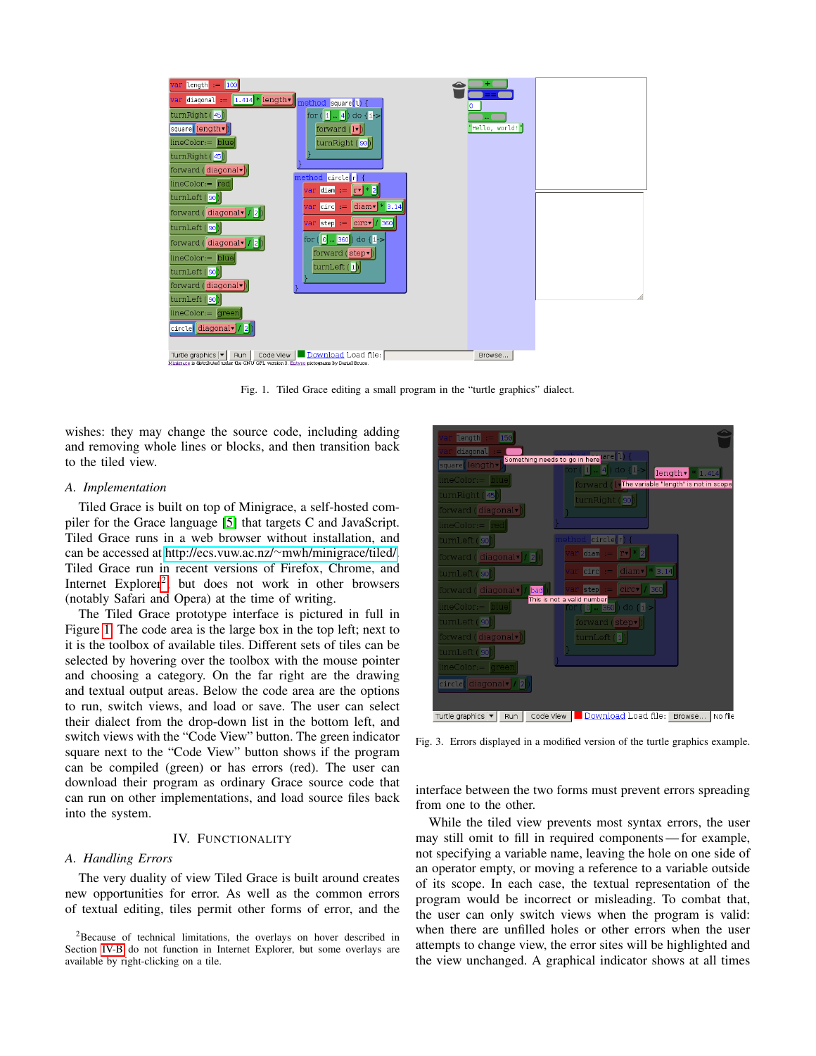Fig. 1. Tiled Grace editing a small program in the "turtle graphics" dialect.

wishes: they may change the source code, including adding and removing whole lines or blocks, and then transition back to the tiled view.

### A. Implementation

Tiled Grace is built on top of Minigrace, a self-hosted compiler for the Grace language [5] that targets C and JavaScript. Tiled Grace runs in a web browser without installation, and can be accessed at http://ecs.vuw.ac.nz/~mwh/minigrace/tiled/. Tiled Grace run in recent versions of Firefox, Chrome, and Internet Explorer[2], but does not work in other browsers (notably Safari and Opera) at the time of writing.

The Tiled Grace prototype interface is pictured in full in Figure 1. The code area is the large box in the top left; next to it is the toolbox of available tiles. Different sets of tiles can be selected by hovering over the toolbox with the mouse pointer and choosing a category. On the far right are the drawing and textual output areas. Below the code area are the options to run, switch views, and load or save. The user can select their dialect from the drop-down list in the bottom left, and switch views with the "Code View" button. The green indicator square next to the "Code View" button shows if the program can be compiled (green) or has errors (red). The user can download their program as ordinary Grace source code that can run on other implementations, and load source files back into the system.

## IV. Functionality

### A. Handling Errors

The very duality of view Tiled Grace is built around creates new opportunities for error. As well as the common errors of textual editing, tiles permit other forms of error, and the interface between the two forms must prevent errors spreading from one to the other.

While the tiled view prevents most syntax errors, the user may still omit to fill in required components — for example, not specifying a variable name, leaving the hole on one side of an operator empty, or moving a reference to a variable outside of its scope. In each case, the textual representation of the program would be incorrect or misleading. To combat that, the user can only switch views when the program is valid: when there are unfilled holes or other errors when the user attempts to change view, the error sites will be highlighted and the view unchanged. A graphical indicator shows at all times

Fig. 3. Errors displayed in a modified version of the turtle graphics example.

[2] Because of technical limitations, the overlays on hover described in Section IV-B do not function in Internet Explorer, but some overlays are available by right-clicking on a tile.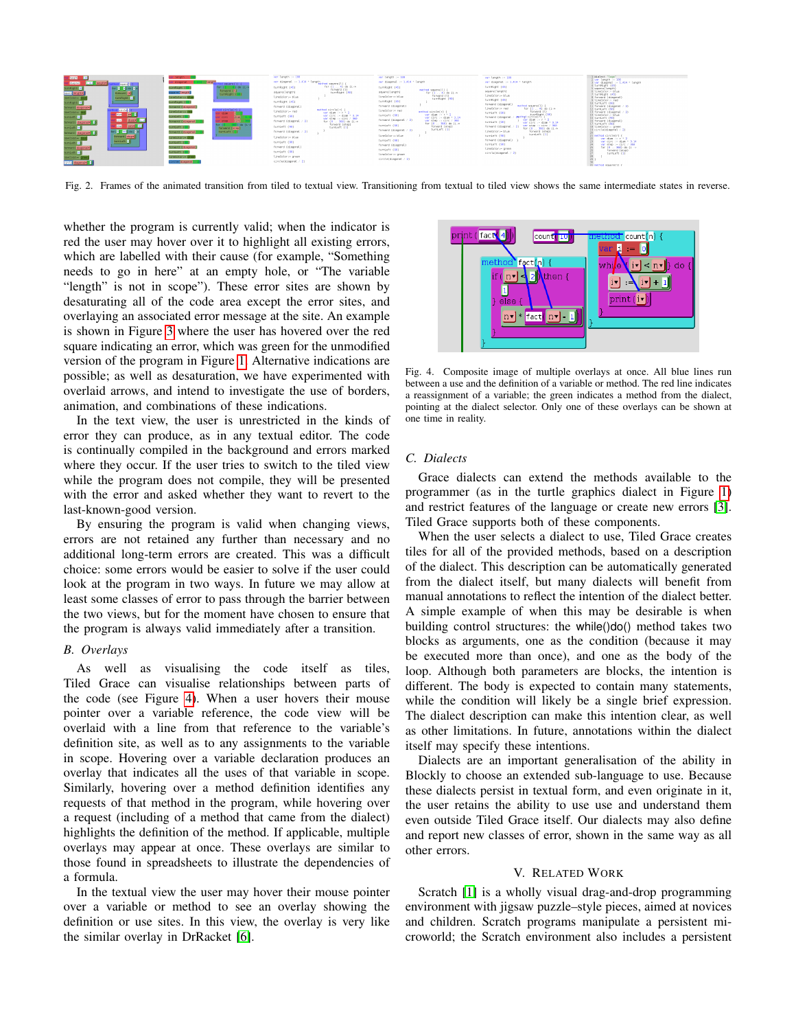Fig. 2. Frames of the animated transition from tiled to textual view. Transitioning from textual to tiled view shows the same intermediate states in reverse.

whether the program is currently valid; when the indicator is red the user may hover over it to highlight all existing errors, which are labelled with their cause (for example, "Something needs to go in here" at an empty hole, or "The variable "length" is not in scope"). These error sites are shown by desaturating all of the code area except the error sites, and overlaying an associated error message at the site. An example is shown in Figure 3 where the user has hovered over the red square indicating an error, which was green for the unmodified version of the program in Figure 1. Alternative indications are possible; as well as desaturation, we have experimented with overlaid arrows, and intend to investigate the use of borders, animation, and combinations of these indications.

In the text view, the user is unrestricted in the kinds of error they can produce, as in any textual editor. The code is continually compiled in the background and errors marked where they occur. If the user tries to switch to the tiled view while the program does not compile, they will be presented with the error and asked whether they want to revert to the last-known-good version.

By ensuring the program is valid when changing views, errors are not retained any further than necessary and no additional long-term errors are created. This was a difficult choice: some errors would be easier to solve if the user could look at the program in two ways. In future we may allow at least some classes of error to pass through the barrier between the two views, but for the moment have chosen to ensure that the program is always valid immediately after a transition.

### B. Overlays

As well as visualising the code itself as tiles, Tiled Grace can visualise relationships between parts of the code (see Figure 4). When a user hovers their mouse pointer over a variable reference, the code view will be overlaid with a line from that reference to the variable's definition site, as well as to any assignments to the variable in scope. Hovering over a variable declaration produces an overlay that indicates all the uses of that variable in scope. Similarly, hovering over a method definition identifies any requests of that method in the program, while hovering over a request (including of a method that came from the dialect) highlights the definition of the method. If applicable, multiple overlays may appear at once. These overlays are similar to those found in spreadsheets to illustrate the dependencies of a formula.

In the textual view the user may hover their mouse pointer over a variable or method to see an overlay showing the definition or use sites. In this view, the overlay is very like the similar overlay in DrRacket [6].

Fig. 4. Composite image of multiple overlays at once. All blue lines run between a use and the definition of a variable or method. The red line indicates a reassignment of a variable; the green indicates a method from the dialect, pointing at the dialect selector. Only one of these overlays can be shown at one time in reality.

### C. Dialects

Grace dialects can extend the methods available to the programmer (as in the turtle graphics dialect in Figure 1) and restrict features of the language or create new errors [3]. Tiled Grace supports both of these components.

When the user selects a dialect to use, Tiled Grace creates tiles for all of the provided methods, based on a description of the dialect. This description can be automatically generated from the dialect itself, but many dialects will benefit from manual annotations to reflect the intention of the dialect better. A simple example of when this may be desirable is when building control structures: the while()do() method takes two blocks as arguments, one as the condition (because it may be executed more than once), and one as the body of the loop. Although both parameters are blocks, the intention is different. The body is expected to contain many statements, while the condition will likely be a single brief expression. The dialect description can make this intention clear, as well as other limitations. In future, annotations within the dialect itself may specify these intentions.

Dialects are an important generalisation of the ability in Blockly to choose an extended sub-language to use. Because these dialects persist in textual form, and even originate in it, the user retains the ability to use use and understand them even outside Tiled Grace itself. Our dialects may also define and report new classes of error, shown in the same way as all other errors.

## V. Related Work

Scratch [1] is a wholly visual drag-and-drop programming environment with jigsaw puzzle–style pieces, aimed at novices and children. Scratch programs manipulate a persistent microworld; the Scratch environment also includes a persistent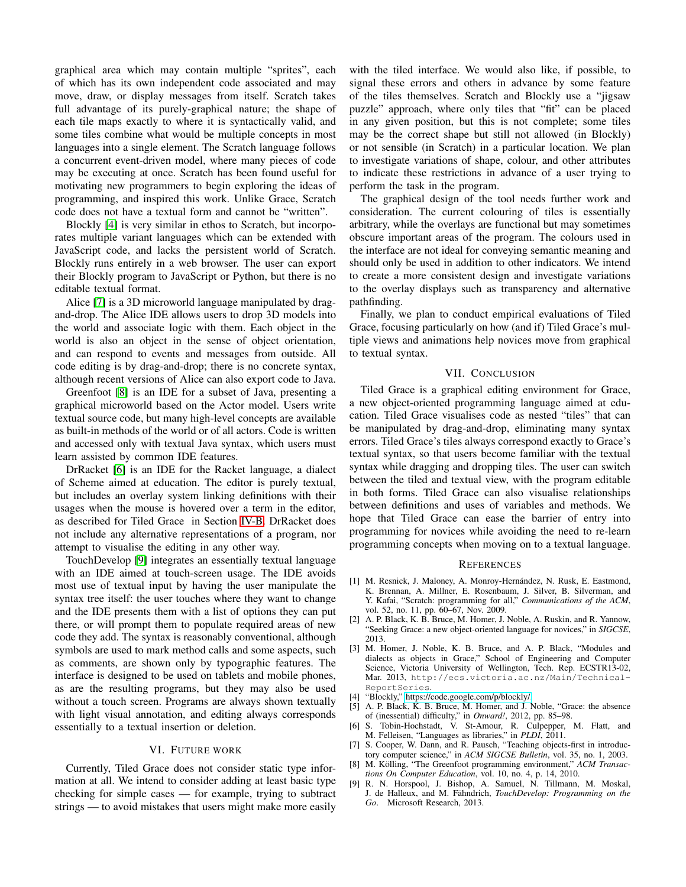graphical area which may contain multiple "sprites", each of which has its own independent code associated and may move, draw, or display messages from itself. Scratch takes full advantage of its purely-graphical nature; the shape of each tile maps exactly to where it is syntactically valid, and some tiles combine what would be multiple concepts in most languages into a single element. The Scratch language follows a concurrent event-driven model, where many pieces of code may be executing at once. Scratch has been found useful for motivating new programmers to begin exploring the ideas of programming, and inspired this work. Unlike Grace, Scratch code does not have a textual form and cannot be "written".

Blockly [4] is very similar in ethos to Scratch, but incorporates multiple variant languages which can be extended with JavaScript code, and lacks the persistent world of Scratch. Blockly runs entirely in a web browser. The user can export their Blockly program to JavaScript or Python, but there is no editable textual format.

Alice [7] is a 3D microworld language manipulated by drag-and-drop. The Alice IDE allows users to drop 3D models into the world and associate logic with them. Each object in the world is also an object in the sense of object orientation, and can respond to events and messages from outside. All code editing is by drag-and-drop; there is no concrete syntax, although recent versions of Alice can also export code to Java.

Greenfoot [8] is an IDE for a subset of Java, presenting a graphical microworld based on the Actor model. Users write textual source code, but many high-level concepts are available as built-in methods of the world or of all actors. Code is written and accessed only with textual Java syntax, which users must learn assisted by common IDE features.

DrRacket [6] is an IDE for the Racket language, a dialect of Scheme aimed at education. The editor is purely textual, but includes an overlay system linking definitions with their usages when the mouse is hovered over a term in the editor, as described for Tiled Grace in Section IV-B. DrRacket does not include any alternative representations of a program, nor attempt to visualise the editing in any other way.

TouchDevelop [9] integrates an essentially textual language with an IDE aimed at touch-screen usage. The IDE avoids most use of textual input by having the user manipulate the syntax tree itself: the user touches where they want to change and the IDE presents them with a list of options they can put there, or will prompt them to populate required areas of new code they add. The syntax is reasonably conventional, although symbols are used to mark method calls and some aspects, such as comments, are shown only by typographic features. The interface is designed to be used on tablets and mobile phones, as are the resulting programs, but they may also be used without a touch screen. Programs are always shown textually with light visual annotation, and editing always corresponds essentially to a textual insertion or deletion.

## VI. Future Work

Currently, Tiled Grace does not consider static type information at all. We intend to consider adding at least basic type checking for simple cases — for example, trying to subtract strings — to avoid mistakes that users might make more easily with the tiled interface. We would also like, if possible, to signal these errors and others in advance by some feature of the tiles themselves. Scratch and Blockly use a "jigsaw puzzle" approach, where only tiles that "fit" can be placed in any given position, but this is not complete; some tiles may be the correct shape but still not allowed (in Blockly) or not sensible (in Scratch) in a particular location. We plan to investigate variations of shape, colour, and other attributes to indicate these restrictions in advance of a user trying to perform the task in the program.

The graphical design of the tool needs further work and consideration. The current colouring of tiles is essentially arbitrary, while the overlays are functional but may sometimes obscure important areas of the program. The colours used in the interface are not ideal for conveying semantic meaning and should only be used in addition to other indicators. We intend to create a more consistent design and investigate variations to the overlay displays such as transparency and alternative pathfinding.

Finally, we plan to conduct empirical evaluations of Tiled Grace, focusing particularly on how (and if) Tiled Grace's multiple views and animations help novices move from graphical to textual syntax.

## VII. Conclusion

Tiled Grace is a graphical editing environment for Grace, a new object-oriented programming language aimed at education. Tiled Grace visualises code as nested "tiles" that can be manipulated by drag-and-drop, eliminating many syntax errors. Tiled Grace's tiles always correspond exactly to Grace's textual syntax, so that users become familiar with the textual syntax while dragging and dropping tiles. The user can switch between the tiled and textual view, with the program editable in both forms. Tiled Grace can also visualise relationships between definitions and uses of variables and methods. We hope that Tiled Grace can ease the barrier of entry into programming for novices while avoiding the need to re-learn programming concepts when moving on to a textual language.

## References

[1] M. Resnick, J. Maloney, A. Monroy-Hernández, N. Rusk, E. Eastmond, K. Brennan, A. Millner, E. Rosenbaum, J. Silver, B. Silverman, and Y. Kafai, "Scratch: programming for all," *Communications of the ACM*, vol. 52, no. 11, pp. 60–67, Nov. 2009.

[2] A. P. Black, K. B. Bruce, M. Homer, J. Noble, A. Ruskin, and R. Yannow, "Seeking Grace: a new object-oriented language for novices," in *SIGCSE*, 2013.

[3] M. Homer, J. Noble, K. B. Bruce, and A. P. Black, "Modules and dialects as objects in Grace," School of Engineering and Computer Science, Victoria University of Wellington, Tech. Rep. ECSTR13-02, Mar. 2013, http://ecs.victoria.ac.nz/Main/Technical-ReportSeries.

[4] "Blockly," https://code.google.com/p/blockly/

[5] A. P. Black, K. B. Bruce, M. Homer, and J. Noble, "Grace: the absence of (inessential) difficulty," in *Onward!*, 2012, pp. 85–98.

[6] S. Tobin-Hochstadt, V. St-Amour, R. Culpepper, M. Flatt, and M. Felleisen, "Languages as libraries," in *PLDI*, 2011.

[7] S. Cooper, W. Dann, and R. Pausch, "Teaching objects-first in introductory computer science," in *ACM SIGCSE Bulletin*, vol. 35, no. 1, 2003.

[8] M. Kölling, "The Greenfoot programming environment," *ACM Transactions On Computer Education*, vol. 10, no. 4, p. 14, 2010.

[9] R. N. Horspool, J. Bishop, A. Samuel, N. Tillmann, M. Moskal, J. de Halleux, and M. Fähndrich, *TouchDevelop: Programming on the Go*. Microsoft Research, 2013.